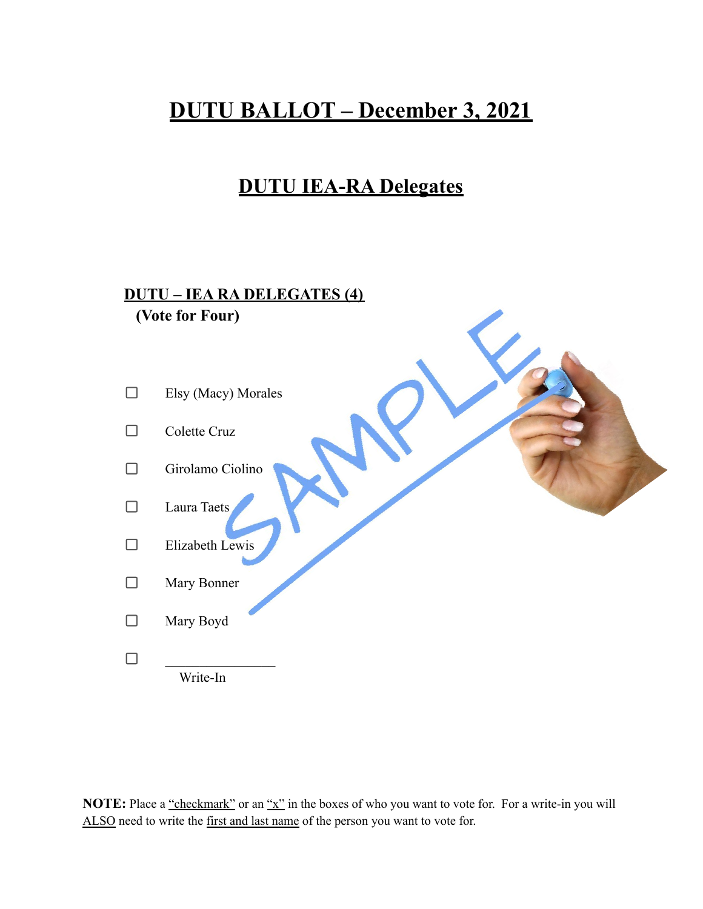# DUTU BALLOT – December 3, 2021

## DUTU IEA-RA Delegates

**DUTU – IEA RA DELEGATES (4)**
**(Vote for Four)**

- ☐ Elsy (Macy) Morales
- ☐ Colette Cruz
- ☐ Girolamo Ciolino
- ☐ Laura Taets
- ☐ Elizabeth Lewis
- ☐ Mary Bonner
- ☐ Mary Boyd
- ☐ ________________ Write-In

**NOTE:** Place a "checkmark" or an "x" in the boxes of who you want to vote for. For a write-in you will ALSO need to write the first and last name of the person you want to vote for.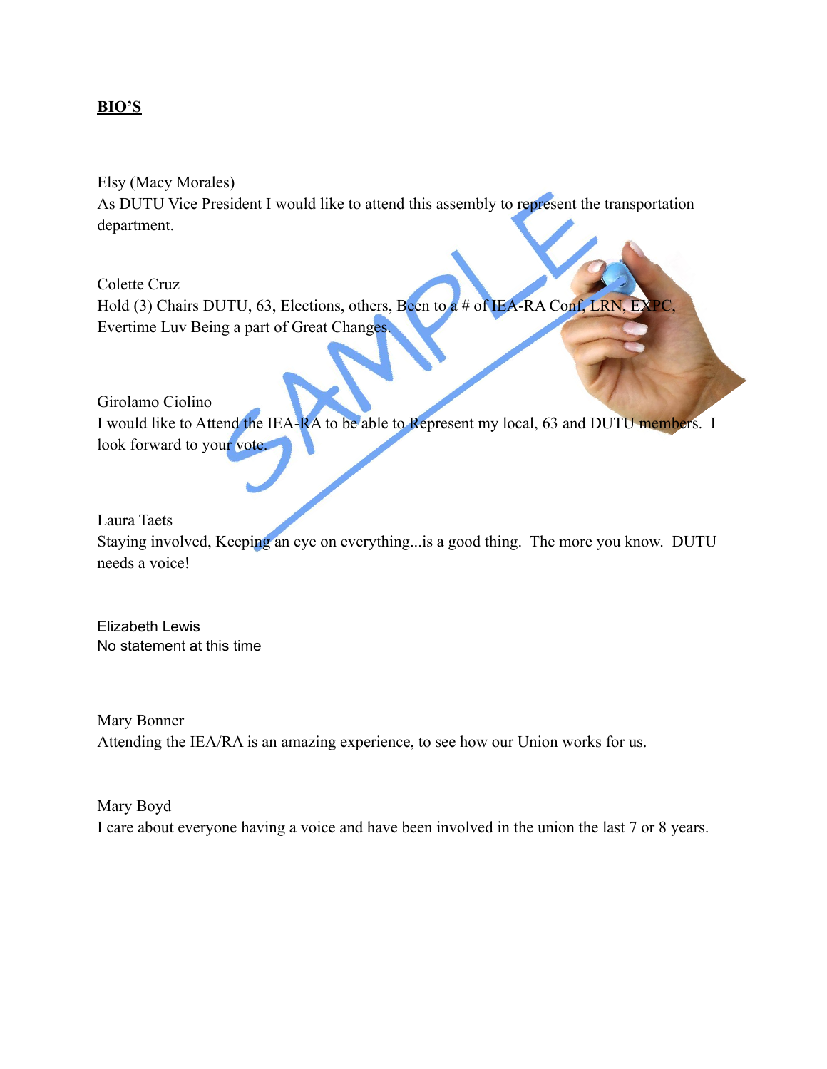**BIO'S**

Elsy (Macy Morales)
As DUTU Vice President I would like to attend this assembly to represent the transportation department.

Colette Cruz
Hold (3) Chairs DUTU, 63, Elections, others, Been to a # of IEA-RA Conf, LRN, EXPC, Evertime Luv Being a part of Great Changes.

Girolamo Ciolino
I would like to Attend the IEA-RA to be able to Represent my local, 63 and DUTU members. I look forward to your vote.

Laura Taets
Staying involved, Keeping an eye on everything...is a good thing. The more you know. DUTU needs a voice!

Elizabeth Lewis
No statement at this time

Mary Bonner
Attending the IEA/RA is an amazing experience, to see how our Union works for us.

Mary Boyd
I care about everyone having a voice and have been involved in the union the last 7 or 8 years.